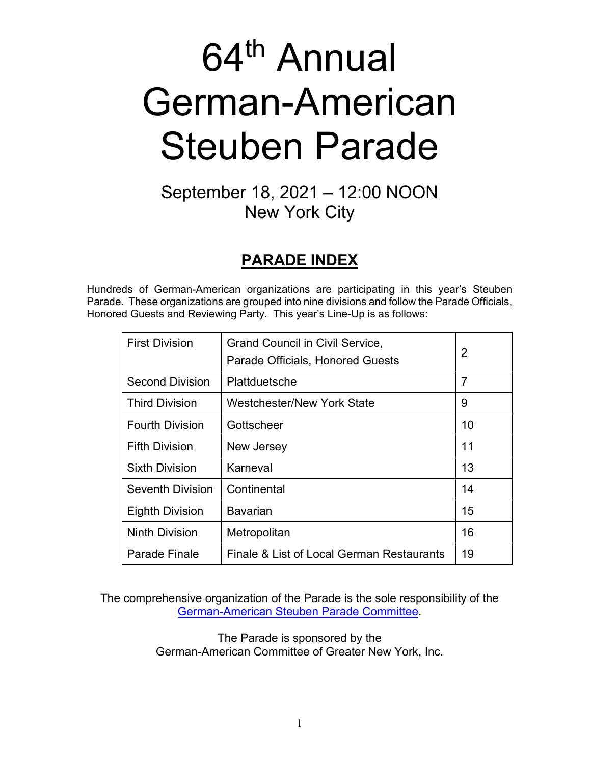# 64th Annual German-American Steuben Parade

September 18, 2021 – 12:00 NOON
New York City

## PARADE INDEX

Hundreds of German-American organizations are participating in this year's Steuben Parade. These organizations are grouped into nine divisions and follow the Parade Officials, Honored Guests and Reviewing Party. This year's Line-Up is as follows:

| | | |
|---|---|---|
| First Division | Grand Council in Civil Service, Parade Officials, Honored Guests | 2 |
| Second Division | Plattduetsche | 7 |
| Third Division | Westchester/New York State | 9 |
| Fourth Division | Gottscheer | 10 |
| Fifth Division | New Jersey | 11 |
| Sixth Division | Karneval | 13 |
| Seventh Division | Continental | 14 |
| Eighth Division | Bavarian | 15 |
| Ninth Division | Metropolitan | 16 |
| Parade Finale | Finale & List of Local German Restaurants | 19 |

The comprehensive organization of the Parade is the sole responsibility of the German-American Steuben Parade Committee.

The Parade is sponsored by the German-American Committee of Greater New York, Inc.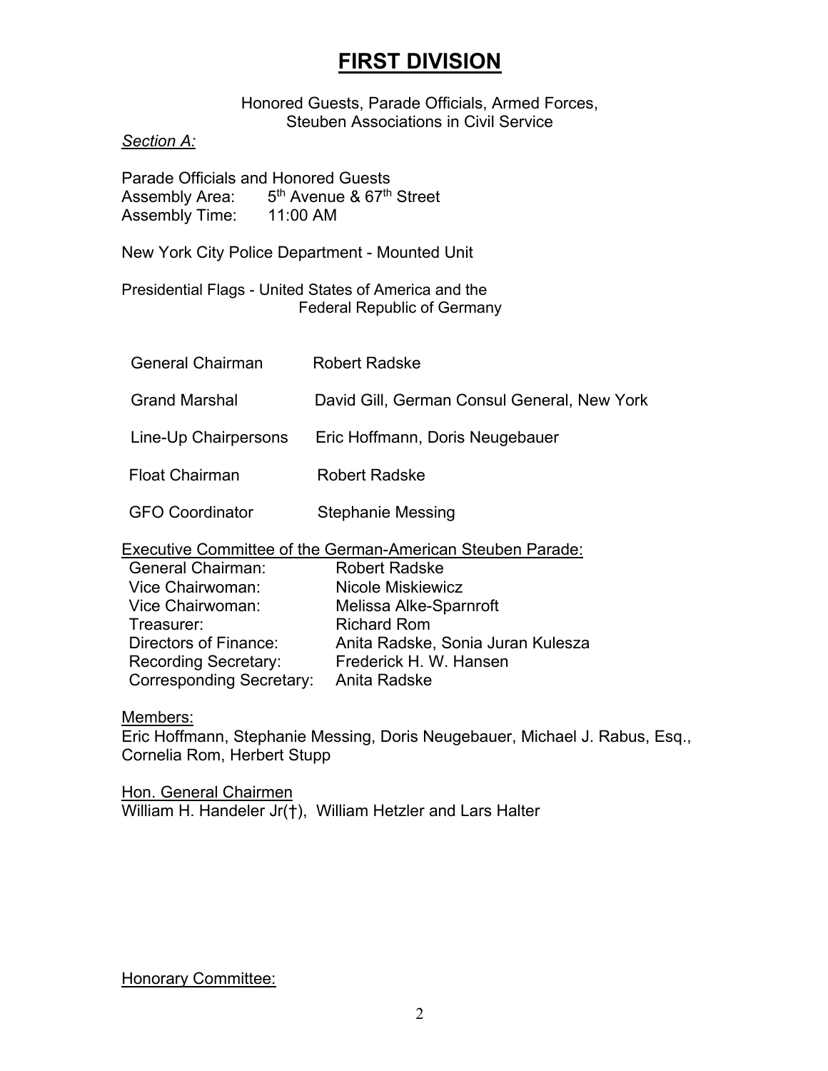# FIRST DIVISION

Honored Guests, Parade Officials, Armed Forces,
Steuben Associations in Civil Service

*Section A:*

Parade Officials and Honored Guests
Assembly Area: 5th Avenue & 67th Street
Assembly Time: 11:00 AM

New York City Police Department - Mounted Unit

Presidential Flags - United States of America and the Federal Republic of Germany

| | |
|---|---|
| General Chairman | Robert Radske |
| Grand Marshal | David Gill, German Consul General, New York |
| Line-Up Chairpersons | Eric Hoffmann, Doris Neugebauer |
| Float Chairman | Robert Radske |
| GFO Coordinator | Stephanie Messing |

Executive Committee of the German-American Steuben Parade:

| | |
|---|---|
| General Chairman: | Robert Radske |
| Vice Chairwoman: | Nicole Miskiewicz |
| Vice Chairwoman: | Melissa Alke-Sparnroft |
| Treasurer: | Richard Rom |
| Directors of Finance: | Anita Radske, Sonia Juran Kulesza |
| Recording Secretary: | Frederick H. W. Hansen |
| Corresponding Secretary: | Anita Radske |

Members:
Eric Hoffmann, Stephanie Messing, Doris Neugebauer, Michael J. Rabus, Esq., Cornelia Rom, Herbert Stupp

Hon. General Chairmen
William H. Handeler Jr(†), William Hetzler and Lars Halter

Honorary Committee: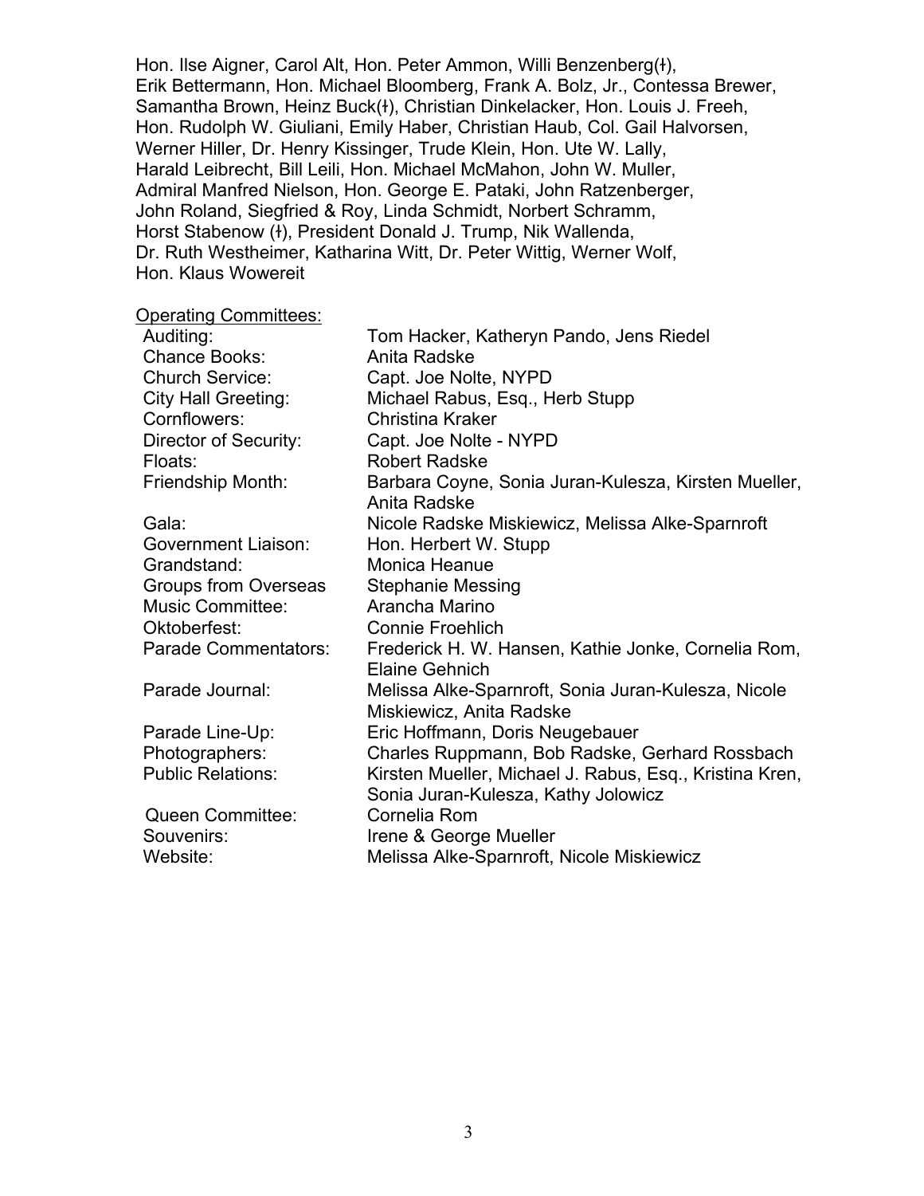Hon. Ilse Aigner, Carol Alt, Hon. Peter Ammon, Willi Benzenberg(ɫ), Erik Bettermann, Hon. Michael Bloomberg, Frank A. Bolz, Jr., Contessa Brewer, Samantha Brown, Heinz Buck(ɫ), Christian Dinkelacker, Hon. Louis J. Freeh, Hon. Rudolph W. Giuliani, Emily Haber, Christian Haub, Col. Gail Halvorsen, Werner Hiller, Dr. Henry Kissinger, Trude Klein, Hon. Ute W. Lally, Harald Leibrecht, Bill Leili, Hon. Michael McMahon, John W. Muller, Admiral Manfred Nielson, Hon. George E. Pataki, John Ratzenberger, John Roland, Siegfried & Roy, Linda Schmidt, Norbert Schramm, Horst Stabenow (ɫ), President Donald J. Trump, Nik Wallenda, Dr. Ruth Westheimer, Katharina Witt, Dr. Peter Wittig, Werner Wolf, Hon. Klaus Wowereit

Operating Committees:

| | |
|---|---|
| Auditing: | Tom Hacker, Katheryn Pando, Jens Riedel |
| Chance Books: | Anita Radske |
| Church Service: | Capt. Joe Nolte, NYPD |
| City Hall Greeting: | Michael Rabus, Esq., Herb Stupp |
| Cornflowers: | Christina Kraker |
| Director of Security: | Capt. Joe Nolte - NYPD |
| Floats: | Robert Radske |
| Friendship Month: | Barbara Coyne, Sonia Juran-Kulesza, Kirsten Mueller, Anita Radske |
| Gala: | Nicole Radske Miskiewicz, Melissa Alke-Sparnroft |
| Government Liaison: | Hon. Herbert W. Stupp |
| Grandstand: | Monica Heanue |
| Groups from Overseas | Stephanie Messing |
| Music Committee: | Arancha Marino |
| Oktoberfest: | Connie Froehlich |
| Parade Commentators: | Frederick H. W. Hansen, Kathie Jonke, Cornelia Rom, Elaine Gehnich |
| Parade Journal: | Melissa Alke-Sparnroft, Sonia Juran-Kulesza, Nicole Miskiewicz, Anita Radske |
| Parade Line-Up: | Eric Hoffmann, Doris Neugebauer |
| Photographers: | Charles Ruppmann, Bob Radske, Gerhard Rossbach |
| Public Relations: | Kirsten Mueller, Michael J. Rabus, Esq., Kristina Kren, Sonia Juran-Kulesza, Kathy Jolowicz |
| Queen Committee: | Cornelia Rom |
| Souvenirs: | Irene & George Mueller |
| Website: | Melissa Alke-Sparnroft, Nicole Miskiewicz |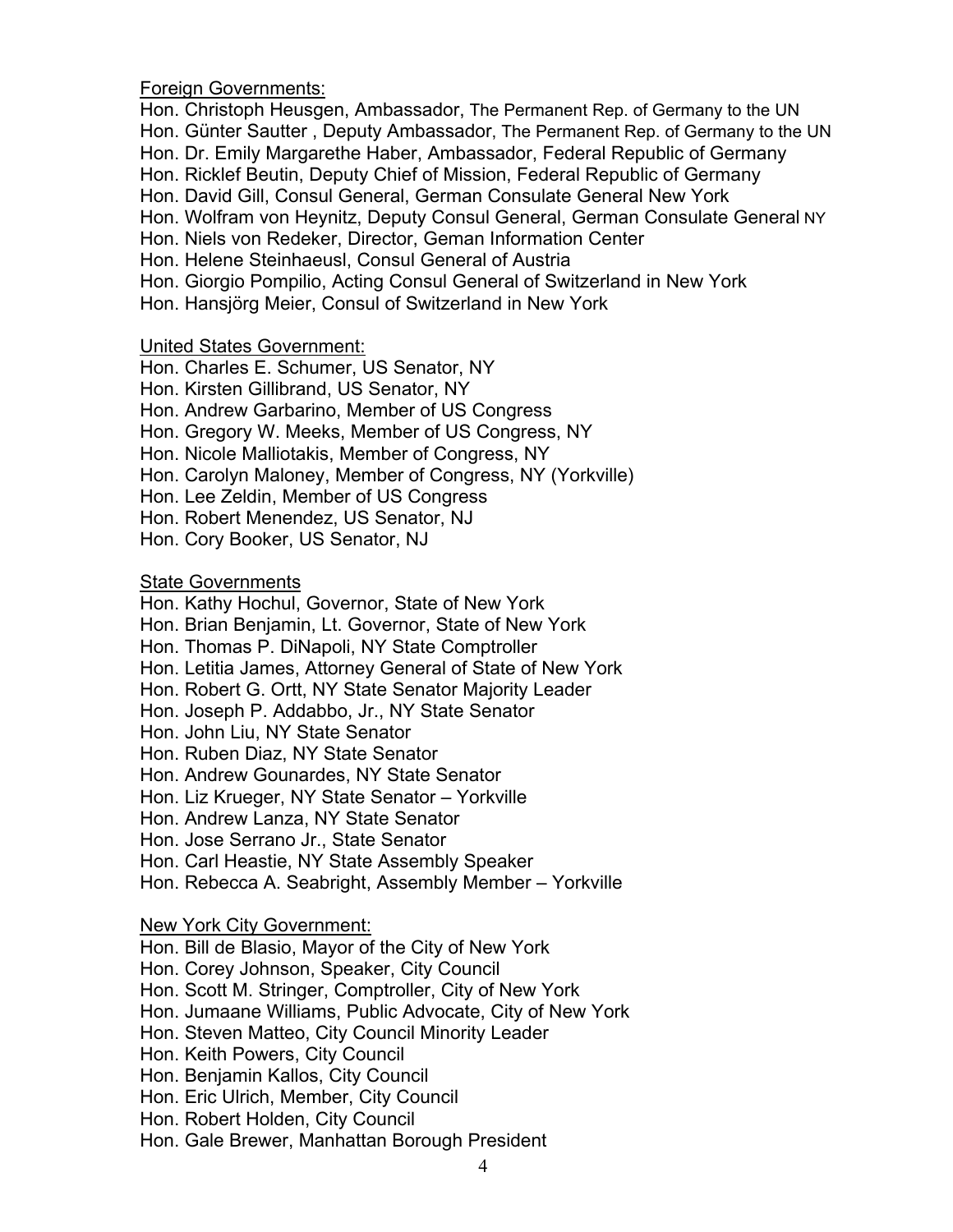Foreign Governments:

Hon. Christoph Heusgen, Ambassador, The Permanent Rep. of Germany to the UN
Hon. Günter Sautter , Deputy Ambassador, The Permanent Rep. of Germany to the UN
Hon. Dr. Emily Margarethe Haber, Ambassador, Federal Republic of Germany
Hon. Ricklef Beutin, Deputy Chief of Mission, Federal Republic of Germany
Hon. David Gill, Consul General, German Consulate General New York
Hon. Wolfram von Heynitz, Deputy Consul General, German Consulate General NY
Hon. Niels von Redeker, Director, Geman Information Center
Hon. Helene Steinhaeusl, Consul General of Austria
Hon. Giorgio Pompilio, Acting Consul General of Switzerland in New York
Hon. Hansjörg Meier, Consul of Switzerland in New York

United States Government:

Hon. Charles E. Schumer, US Senator, NY
Hon. Kirsten Gillibrand, US Senator, NY
Hon. Andrew Garbarino, Member of US Congress
Hon. Gregory W. Meeks, Member of US Congress, NY
Hon. Nicole Malliotakis, Member of Congress, NY
Hon. Carolyn Maloney, Member of Congress, NY (Yorkville)
Hon. Lee Zeldin, Member of US Congress
Hon. Robert Menendez, US Senator, NJ
Hon. Cory Booker, US Senator, NJ

State Governments

Hon. Kathy Hochul, Governor, State of New York
Hon. Brian Benjamin, Lt. Governor, State of New York
Hon. Thomas P. DiNapoli, NY State Comptroller
Hon. Letitia James, Attorney General of State of New York
Hon. Robert G. Ortt, NY State Senator Majority Leader
Hon. Joseph P. Addabbo, Jr., NY State Senator
Hon. John Liu, NY State Senator
Hon. Ruben Diaz, NY State Senator
Hon. Andrew Gounardes, NY State Senator
Hon. Liz Krueger, NY State Senator – Yorkville
Hon. Andrew Lanza, NY State Senator
Hon. Jose Serrano Jr., State Senator
Hon. Carl Heastie, NY State Assembly Speaker
Hon. Rebecca A. Seabright, Assembly Member – Yorkville

New York City Government:

Hon. Bill de Blasio, Mayor of the City of New York
Hon. Corey Johnson, Speaker, City Council
Hon. Scott M. Stringer, Comptroller, City of New York
Hon. Jumaane Williams, Public Advocate, City of New York
Hon. Steven Matteo, City Council Minority Leader
Hon. Keith Powers, City Council
Hon. Benjamin Kallos, City Council
Hon. Eric Ulrich, Member, City Council
Hon. Robert Holden, City Council
Hon. Gale Brewer, Manhattan Borough President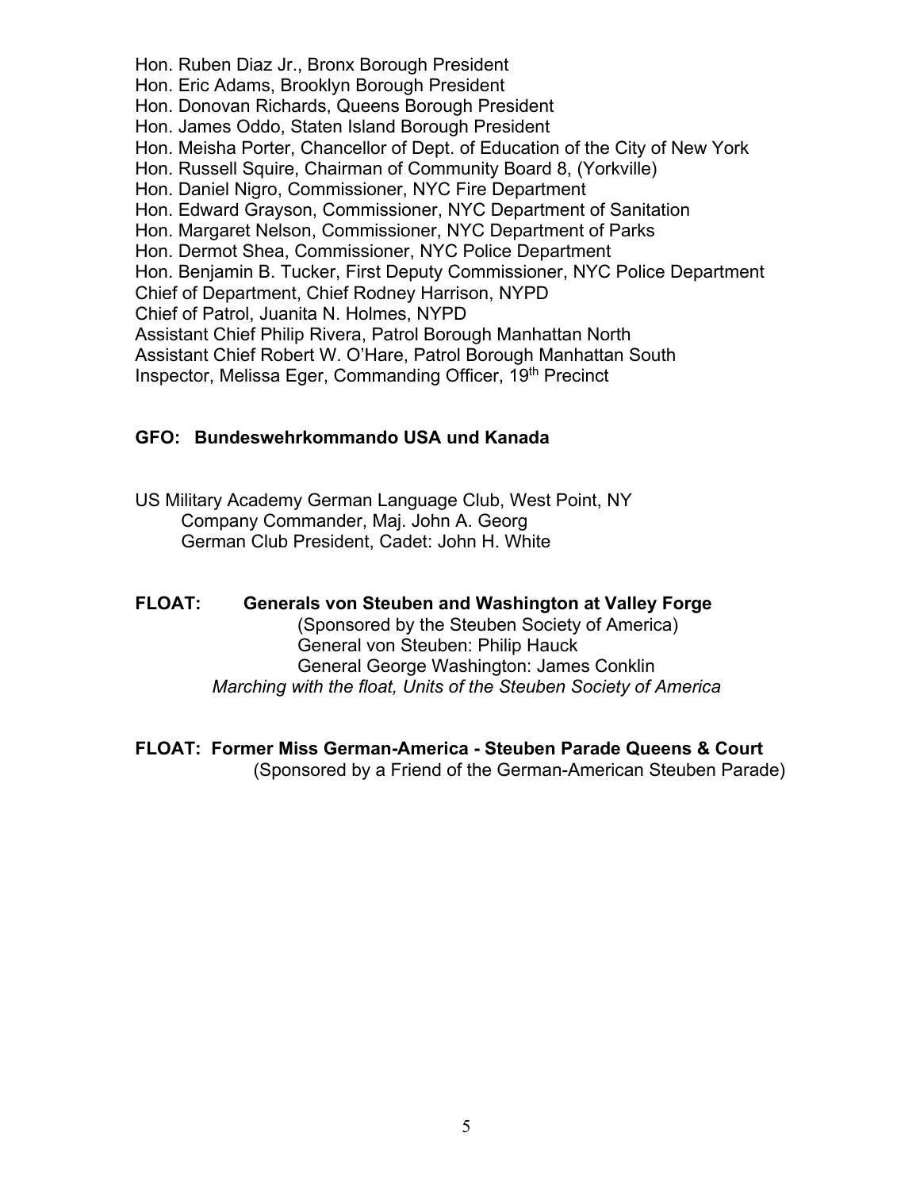Hon. Ruben Diaz Jr., Bronx Borough President
Hon. Eric Adams, Brooklyn Borough President
Hon. Donovan Richards, Queens Borough President
Hon. James Oddo, Staten Island Borough President
Hon. Meisha Porter, Chancellor of Dept. of Education of the City of New York
Hon. Russell Squire, Chairman of Community Board 8, (Yorkville)
Hon. Daniel Nigro, Commissioner, NYC Fire Department
Hon. Edward Grayson, Commissioner, NYC Department of Sanitation
Hon. Margaret Nelson, Commissioner, NYC Department of Parks
Hon. Dermot Shea, Commissioner, NYC Police Department
Hon. Benjamin B. Tucker, First Deputy Commissioner, NYC Police Department
Chief of Department, Chief Rodney Harrison, NYPD
Chief of Patrol, Juanita N. Holmes, NYPD
Assistant Chief Philip Rivera, Patrol Borough Manhattan North
Assistant Chief Robert W. O'Hare, Patrol Borough Manhattan South
Inspector, Melissa Eger, Commanding Officer, 19th Precinct

**GFO: Bundeswehrkommando USA und Kanada**

US Military Academy German Language Club, West Point, NY
Company Commander, Maj. John A. Georg
German Club President, Cadet: John H. White

**FLOAT: Generals von Steuben and Washington at Valley Forge**
(Sponsored by the Steuben Society of America)
General von Steuben: Philip Hauck
General George Washington: James Conklin
*Marching with the float, Units of the Steuben Society of America*

**FLOAT: Former Miss German-America - Steuben Parade Queens & Court**
(Sponsored by a Friend of the German-American Steuben Parade)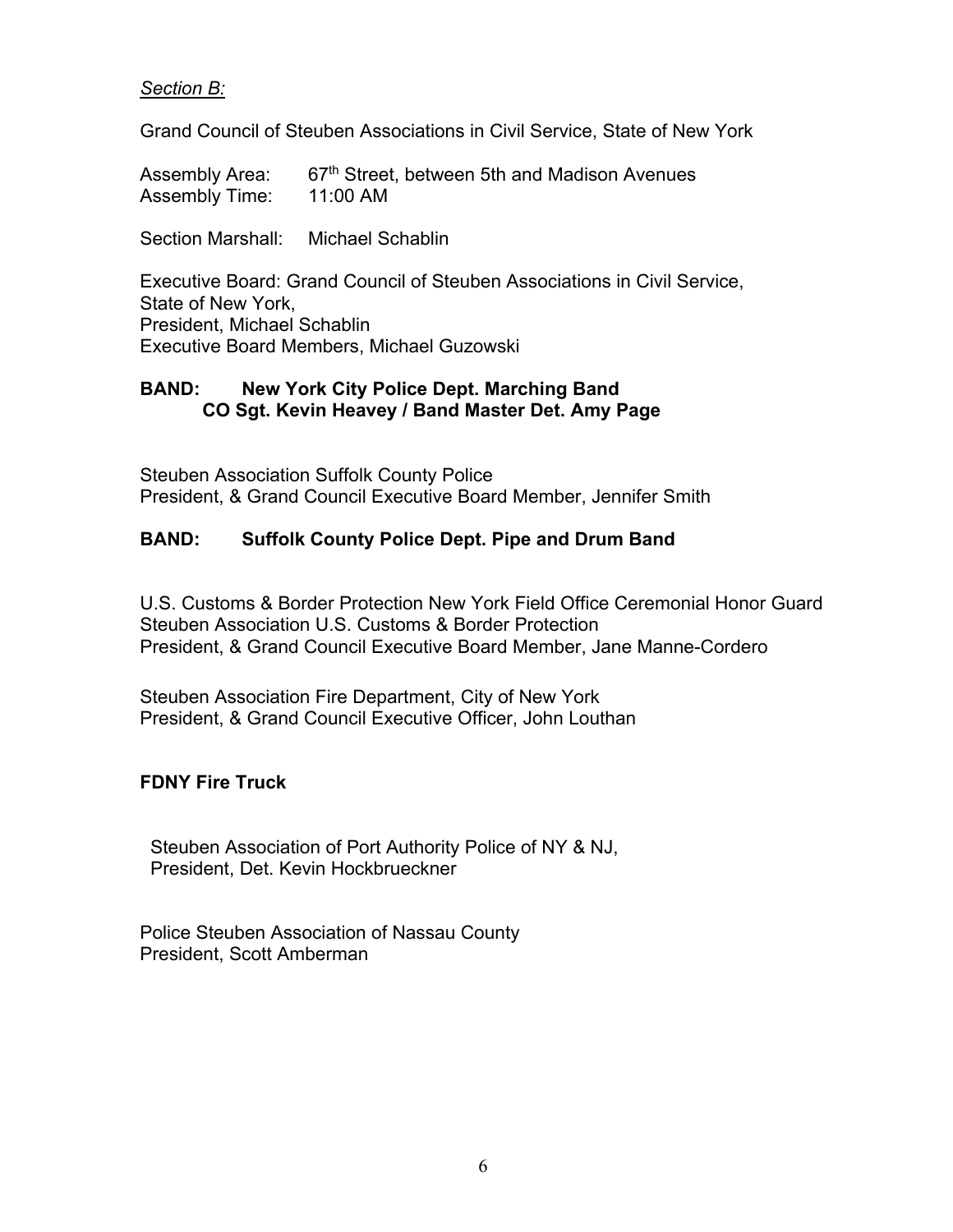*Section B:*

Grand Council of Steuben Associations in Civil Service, State of New York

Assembly Area: 67th Street, between 5th and Madison Avenues
Assembly Time: 11:00 AM

Section Marshall: Michael Schablin

Executive Board: Grand Council of Steuben Associations in Civil Service, State of New York,
President, Michael Schablin
Executive Board Members, Michael Guzowski

**BAND: New York City Police Dept. Marching Band**
**CO Sgt. Kevin Heavey / Band Master Det. Amy Page**

Steuben Association Suffolk County Police
President, & Grand Council Executive Board Member, Jennifer Smith

**BAND: Suffolk County Police Dept. Pipe and Drum Band**

U.S. Customs & Border Protection New York Field Office Ceremonial Honor Guard
Steuben Association U.S. Customs & Border Protection
President, & Grand Council Executive Board Member, Jane Manne-Cordero

Steuben Association Fire Department, City of New York
President, & Grand Council Executive Officer, John Louthan

**FDNY Fire Truck**

Steuben Association of Port Authority Police of NY & NJ,
President, Det. Kevin Hockbrueckner

Police Steuben Association of Nassau County
President, Scott Amberman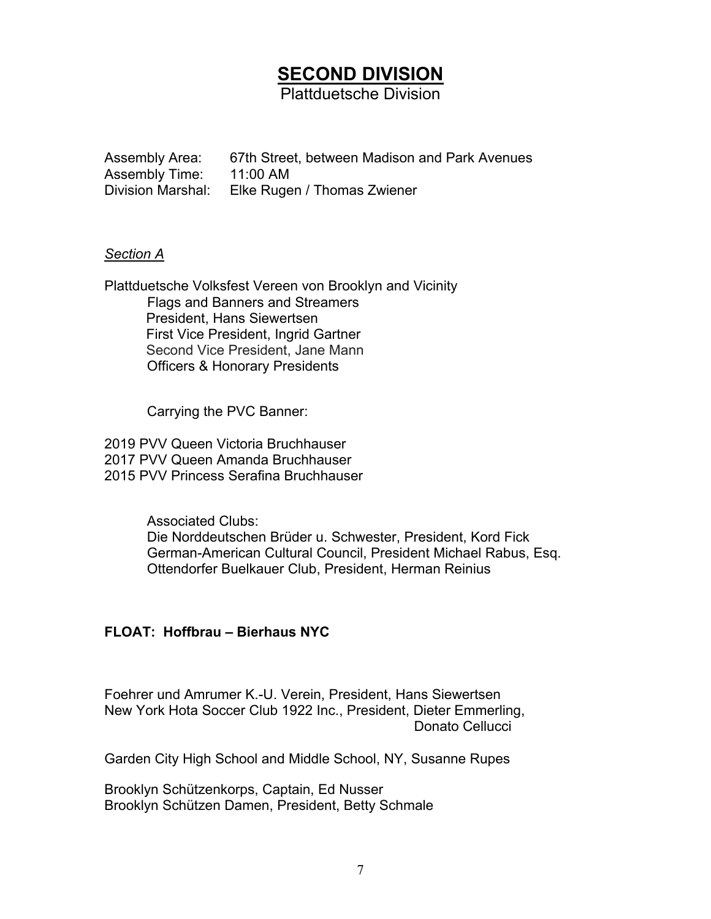# SECOND DIVISION

## Plattduetsche Division

Assembly Area: 67th Street, between Madison and Park Avenues
Assembly Time: 11:00 AM
Division Marshal: Elke Rugen / Thomas Zwiener

*Section A*

Plattduetsche Volksfest Vereen von Brooklyn and Vicinity
Flags and Banners and Streamers
President, Hans Siewertsen
First Vice President, Ingrid Gartner
Second Vice President, Jane Mann
Officers & Honorary Presidents

Carrying the PVC Banner:

2019 PVV Queen Victoria Bruchhauser
2017 PVV Queen Amanda Bruchhauser
2015 PVV Princess Serafina Bruchhauser

Associated Clubs:
Die Norddeutschen Brüder u. Schwester, President, Kord Fick
German-American Cultural Council, President Michael Rabus, Esq.
Ottendorfer Buelkauer Club, President, Herman Reinius

**FLOAT: Hoffbrau – Bierhaus NYC**

Foehrer und Amrumer K.-U. Verein, President, Hans Siewertsen
New York Hota Soccer Club 1922 Inc., President, Dieter Emmerling, Donato Cellucci

Garden City High School and Middle School, NY, Susanne Rupes

Brooklyn Schützenkorps, Captain, Ed Nusser
Brooklyn Schützen Damen, President, Betty Schmale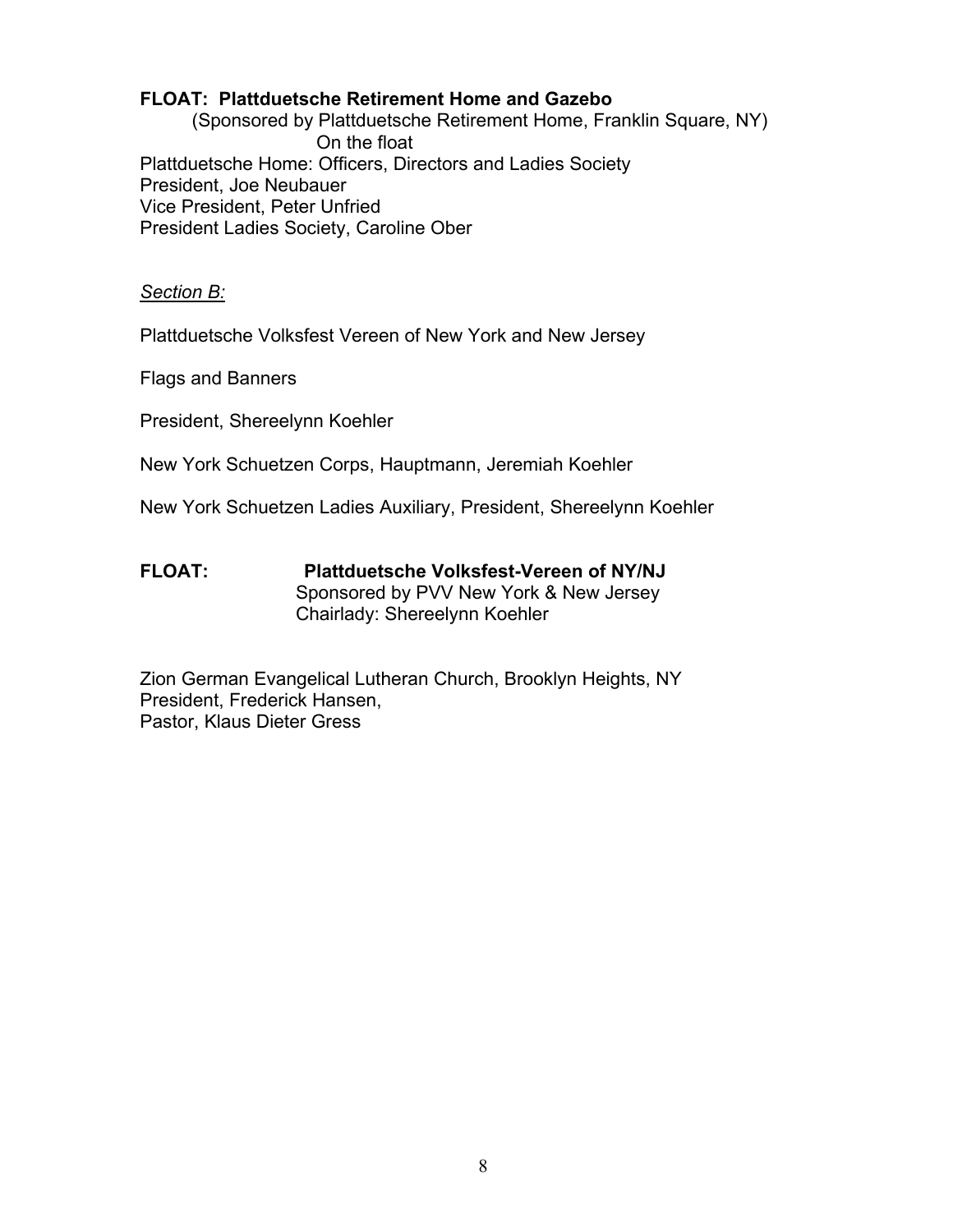**FLOAT: Plattduetsche Retirement Home and Gazebo**

(Sponsored by Plattduetsche Retirement Home, Franklin Square, NY)

On the float

Plattduetsche Home: Officers, Directors and Ladies Society
President, Joe Neubauer
Vice President, Peter Unfried
President Ladies Society, Caroline Ober

*Section B:*

Plattduetsche Volksfest Vereen of New York and New Jersey

Flags and Banners

President, Shereelynn Koehler

New York Schuetzen Corps, Hauptmann, Jeremiah Koehler

New York Schuetzen Ladies Auxiliary, President, Shereelynn Koehler

**FLOAT: Plattduetsche Volksfest-Vereen of NY/NJ**

Sponsored by PVV New York & New Jersey
Chairlady: Shereelynn Koehler

Zion German Evangelical Lutheran Church, Brooklyn Heights, NY
President, Frederick Hansen,
Pastor, Klaus Dieter Gress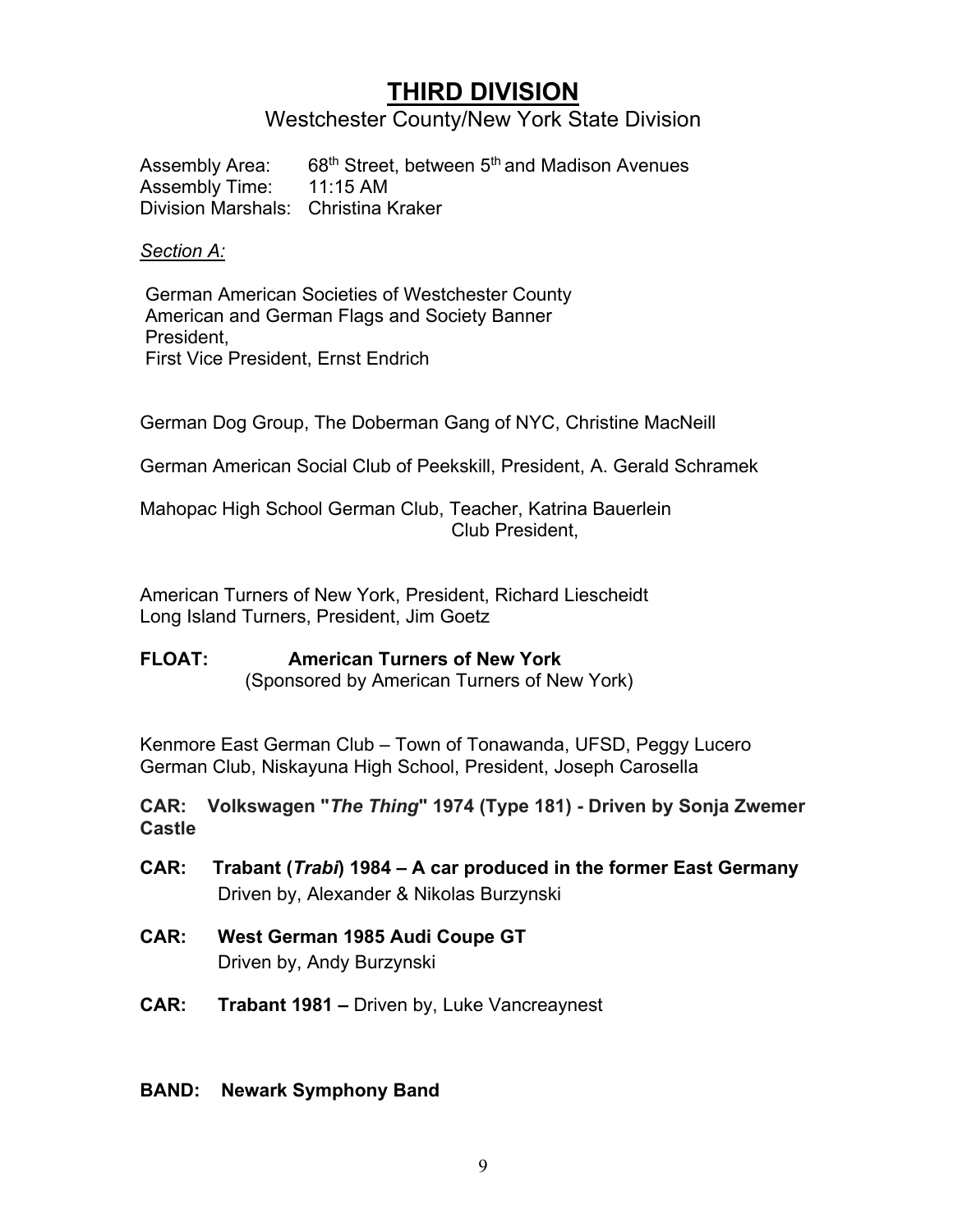# THIRD DIVISION

## Westchester County/New York State Division

Assembly Area: 68th Street, between 5th and Madison Avenues
Assembly Time: 11:15 AM
Division Marshals: Christina Kraker

*Section A:*

German American Societies of Westchester County
American and German Flags and Society Banner
President,
First Vice President, Ernst Endrich

German Dog Group, The Doberman Gang of NYC, Christine MacNeill

German American Social Club of Peekskill, President, A. Gerald Schramek

Mahopac High School German Club, Teacher, Katrina Bauerlein
Club President,

American Turners of New York, President, Richard Liescheidt
Long Island Turners, President, Jim Goetz

**FLOAT: American Turners of New York**
(Sponsored by American Turners of New York)

Kenmore East German Club – Town of Tonawanda, UFSD, Peggy Lucero
German Club, Niskayuna High School, President, Joseph Carosella

**CAR: Volkswagen "*The Thing*" 1974 (Type 181) - Driven by Sonja Zwemer Castle**

**CAR: Trabant (*Trabi*) 1984 – A car produced in the former East Germany**
Driven by, Alexander & Nikolas Burzynski

**CAR: West German 1985 Audi Coupe GT**
Driven by, Andy Burzynski

**CAR: Trabant 1981 –** Driven by, Luke Vancreaynest

**BAND: Newark Symphony Band**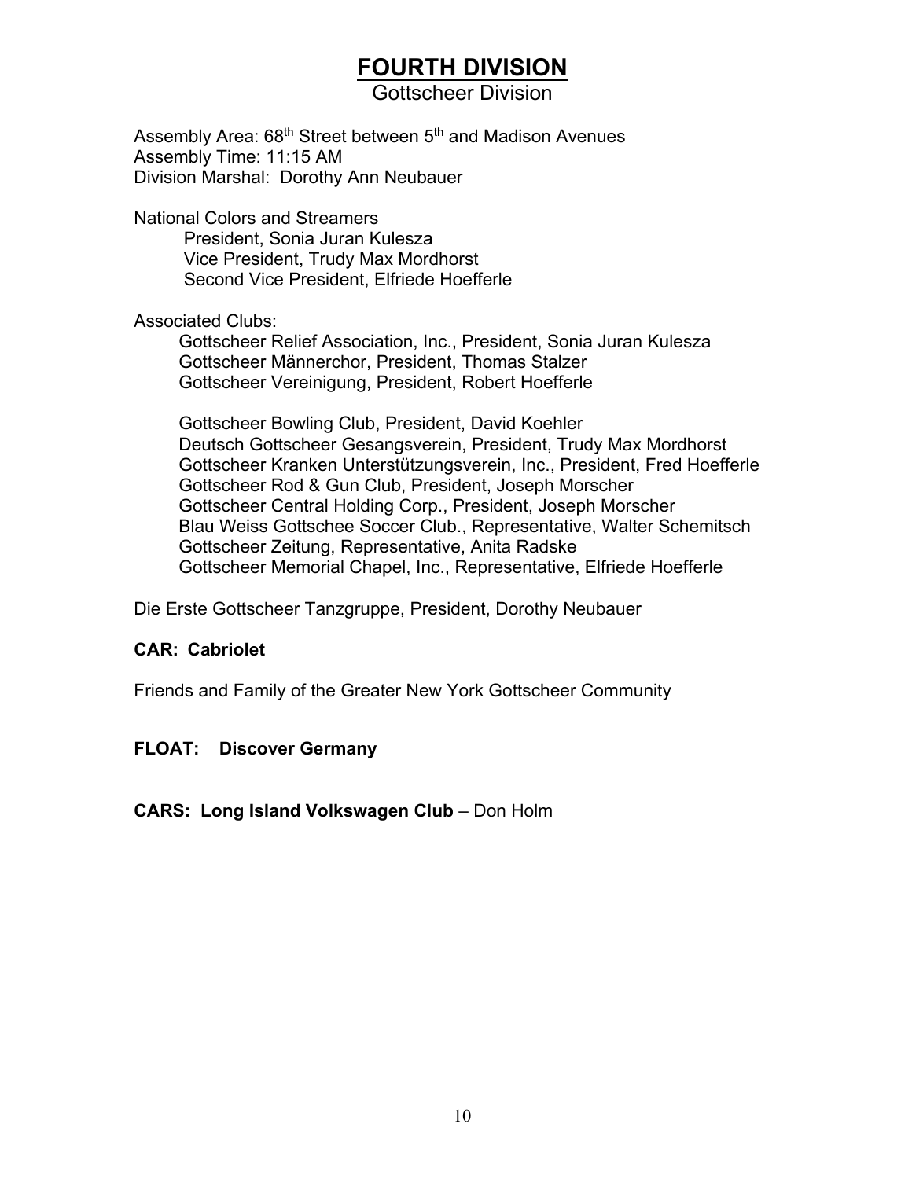# FOURTH DIVISION

Gottscheer Division

Assembly Area: 68th Street between 5th and Madison Avenues
Assembly Time: 11:15 AM
Division Marshal: Dorothy Ann Neubauer

National Colors and Streamers
President, Sonia Juran Kulesza
Vice President, Trudy Max Mordhorst
Second Vice President, Elfriede Hoefferle

Associated Clubs:
Gottscheer Relief Association, Inc., President, Sonia Juran Kulesza
Gottscheer Männerchor, President, Thomas Stalzer
Gottscheer Vereinigung, President, Robert Hoefferle

Gottscheer Bowling Club, President, David Koehler
Deutsch Gottscheer Gesangsverein, President, Trudy Max Mordhorst
Gottscheer Kranken Unterstützungsverein, Inc., President, Fred Hoefferle
Gottscheer Rod & Gun Club, President, Joseph Morscher
Gottscheer Central Holding Corp., President, Joseph Morscher
Blau Weiss Gottschee Soccer Club., Representative, Walter Schemitsch
Gottscheer Zeitung, Representative, Anita Radske
Gottscheer Memorial Chapel, Inc., Representative, Elfriede Hoefferle

Die Erste Gottscheer Tanzgruppe, President, Dorothy Neubauer

**CAR: Cabriolet**

Friends and Family of the Greater New York Gottscheer Community

**FLOAT: Discover Germany**

**CARS: Long Island Volkswagen Club** – Don Holm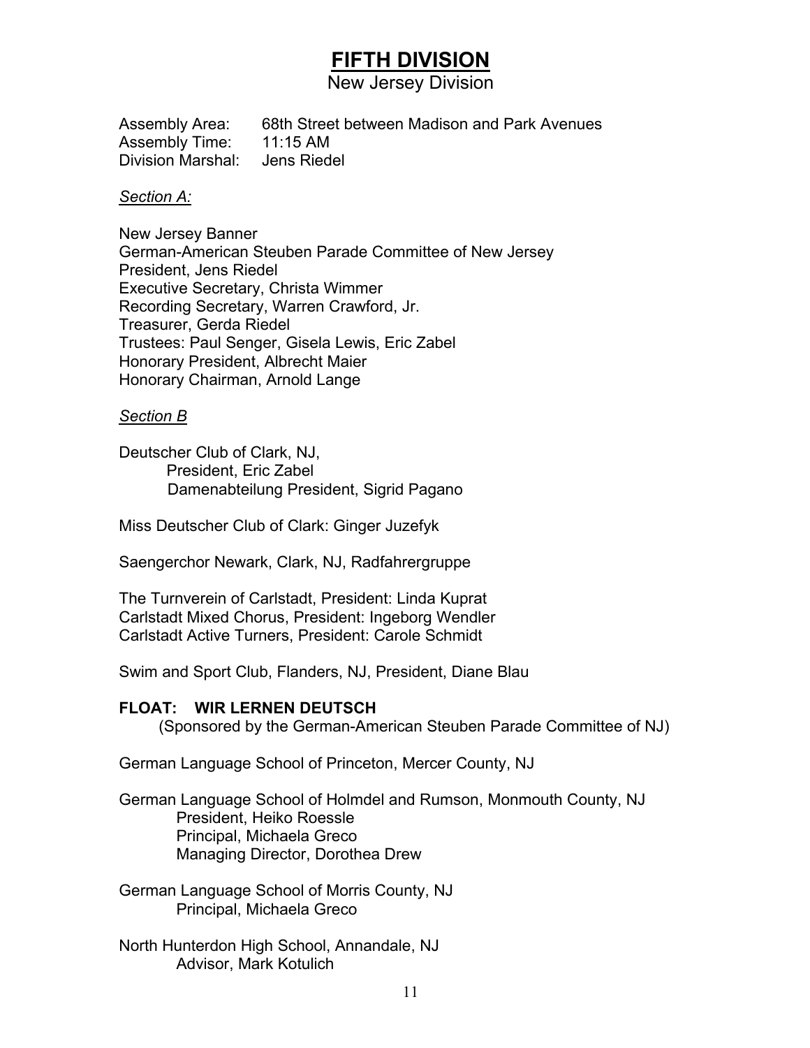# FIFTH DIVISION

## New Jersey Division

Assembly Area: 68th Street between Madison and Park Avenues
Assembly Time: 11:15 AM
Division Marshal: Jens Riedel

*Section A:*

New Jersey Banner
German-American Steuben Parade Committee of New Jersey
President, Jens Riedel
Executive Secretary, Christa Wimmer
Recording Secretary, Warren Crawford, Jr.
Treasurer, Gerda Riedel
Trustees: Paul Senger, Gisela Lewis, Eric Zabel
Honorary President, Albrecht Maier
Honorary Chairman, Arnold Lange

*Section B*

Deutscher Club of Clark, NJ,
President, Eric Zabel
Damenabteilung President, Sigrid Pagano

Miss Deutscher Club of Clark: Ginger Juzefyk

Saengerchor Newark, Clark, NJ, Radfahrergruppe

The Turnverein of Carlstadt, President: Linda Kuprat
Carlstadt Mixed Chorus, President: Ingeborg Wendler
Carlstadt Active Turners, President: Carole Schmidt

Swim and Sport Club, Flanders, NJ, President, Diane Blau

**FLOAT: WIR LERNEN DEUTSCH**
(Sponsored by the German-American Steuben Parade Committee of NJ)

German Language School of Princeton, Mercer County, NJ

German Language School of Holmdel and Rumson, Monmouth County, NJ
President, Heiko Roessle
Principal, Michaela Greco
Managing Director, Dorothea Drew

German Language School of Morris County, NJ
Principal, Michaela Greco

North Hunterdon High School, Annandale, NJ
Advisor, Mark Kotulich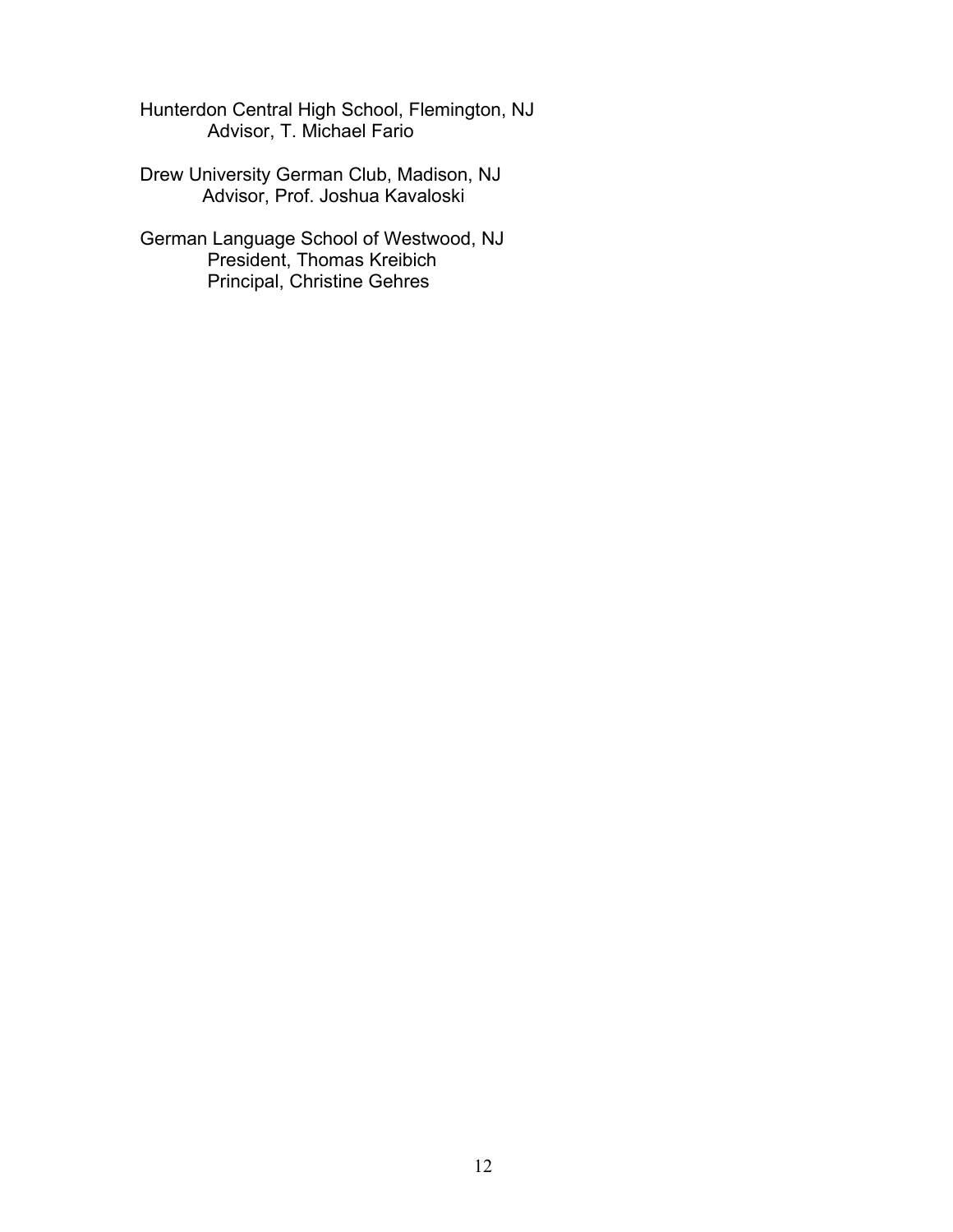Hunterdon Central High School, Flemington, NJ
Advisor, T. Michael Fario

Drew University German Club, Madison, NJ
Advisor, Prof. Joshua Kavaloski

German Language School of Westwood, NJ
President, Thomas Kreibich
Principal, Christine Gehres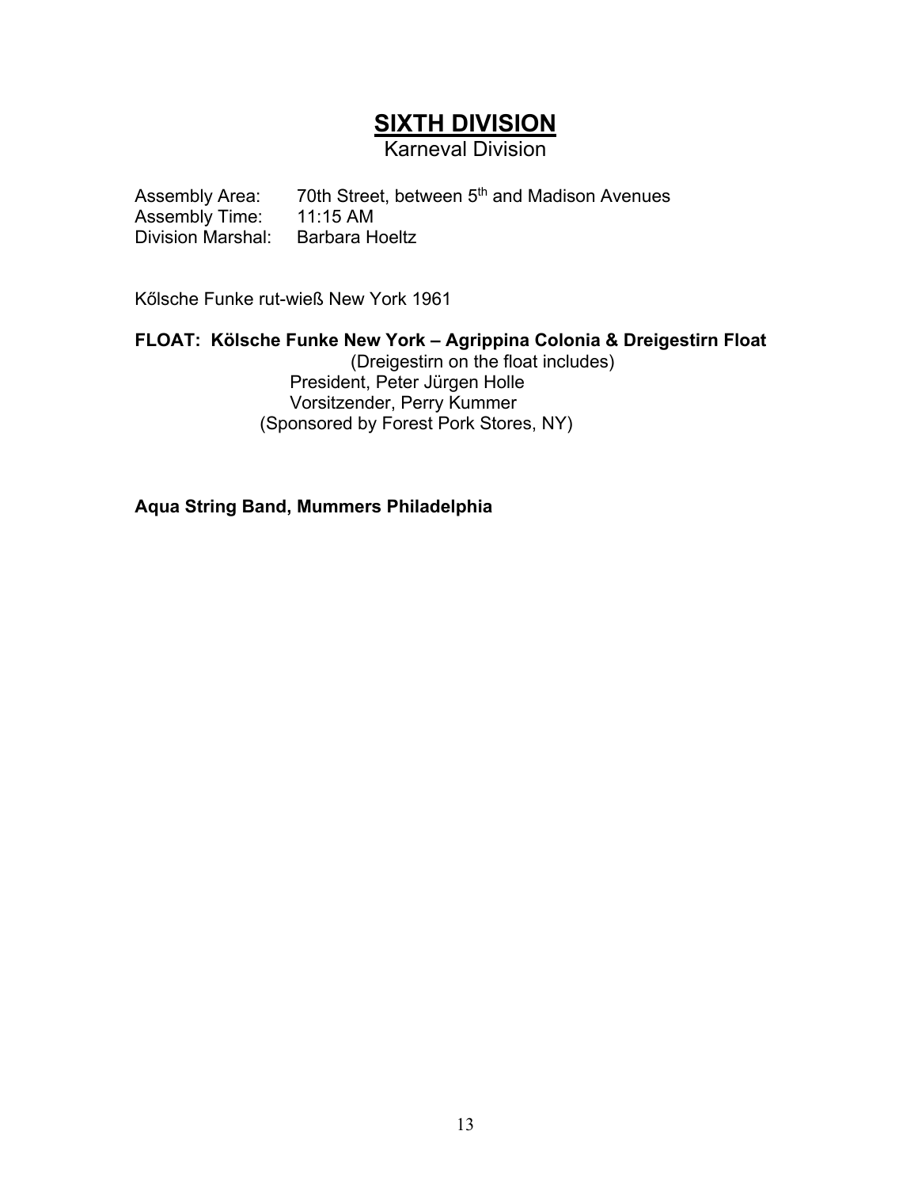# SIXTH DIVISION

Karneval Division

Assembly Area: 70th Street, between 5th and Madison Avenues
Assembly Time: 11:15 AM
Division Marshal: Barbara Hoeltz

Kőlsche Funke rut-wieß New York 1961

**FLOAT: Kölsche Funke New York – Agrippina Colonia & Dreigestirn Float**
(Dreigestirn on the float includes)
President, Peter Jürgen Holle
Vorsitzender, Perry Kummer
(Sponsored by Forest Pork Stores, NY)

**Aqua String Band, Mummers Philadelphia**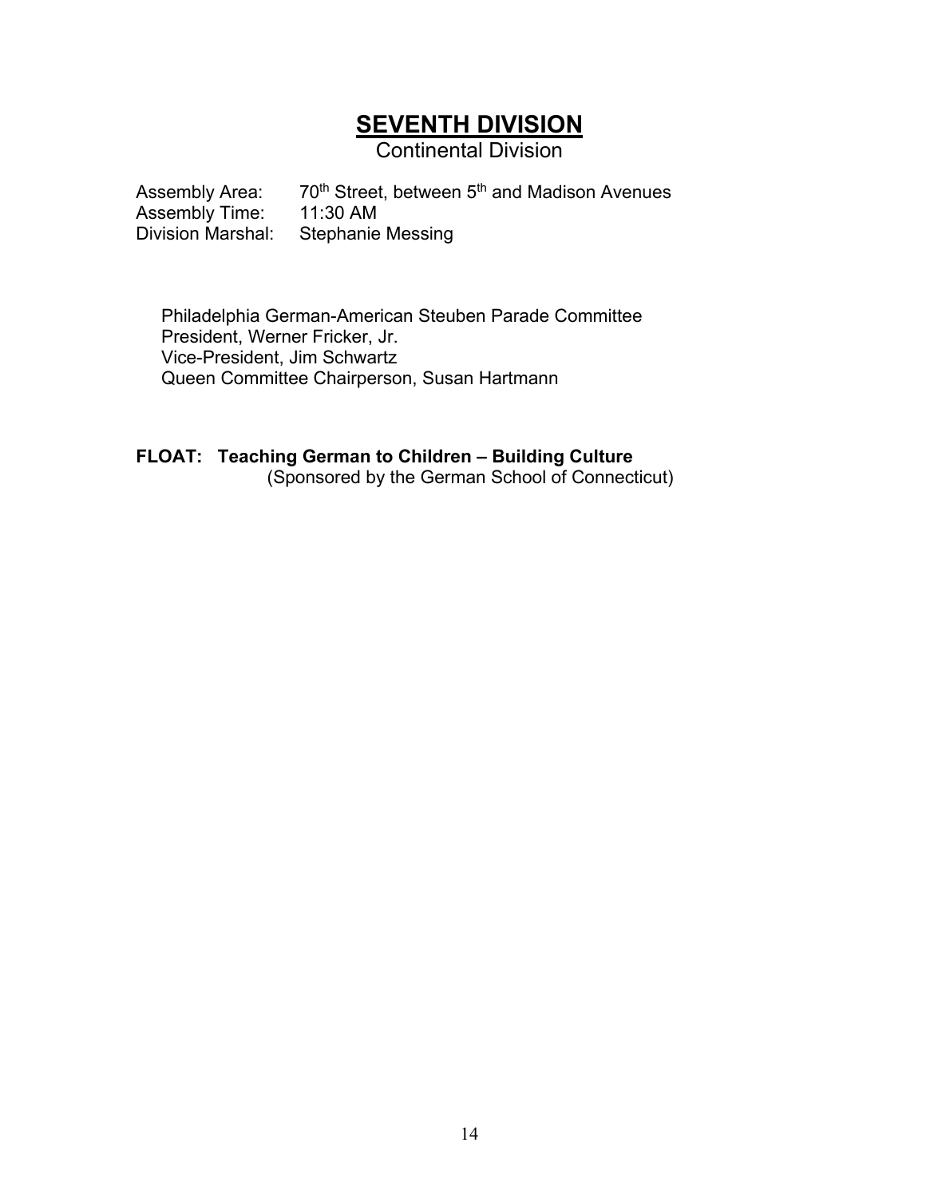# SEVENTH DIVISION

Continental Division

Assembly Area: 70th Street, between 5th and Madison Avenues
Assembly Time: 11:30 AM
Division Marshal: Stephanie Messing

Philadelphia German-American Steuben Parade Committee
President, Werner Fricker, Jr.
Vice-President, Jim Schwartz
Queen Committee Chairperson, Susan Hartmann

**FLOAT: Teaching German to Children – Building Culture**
(Sponsored by the German School of Connecticut)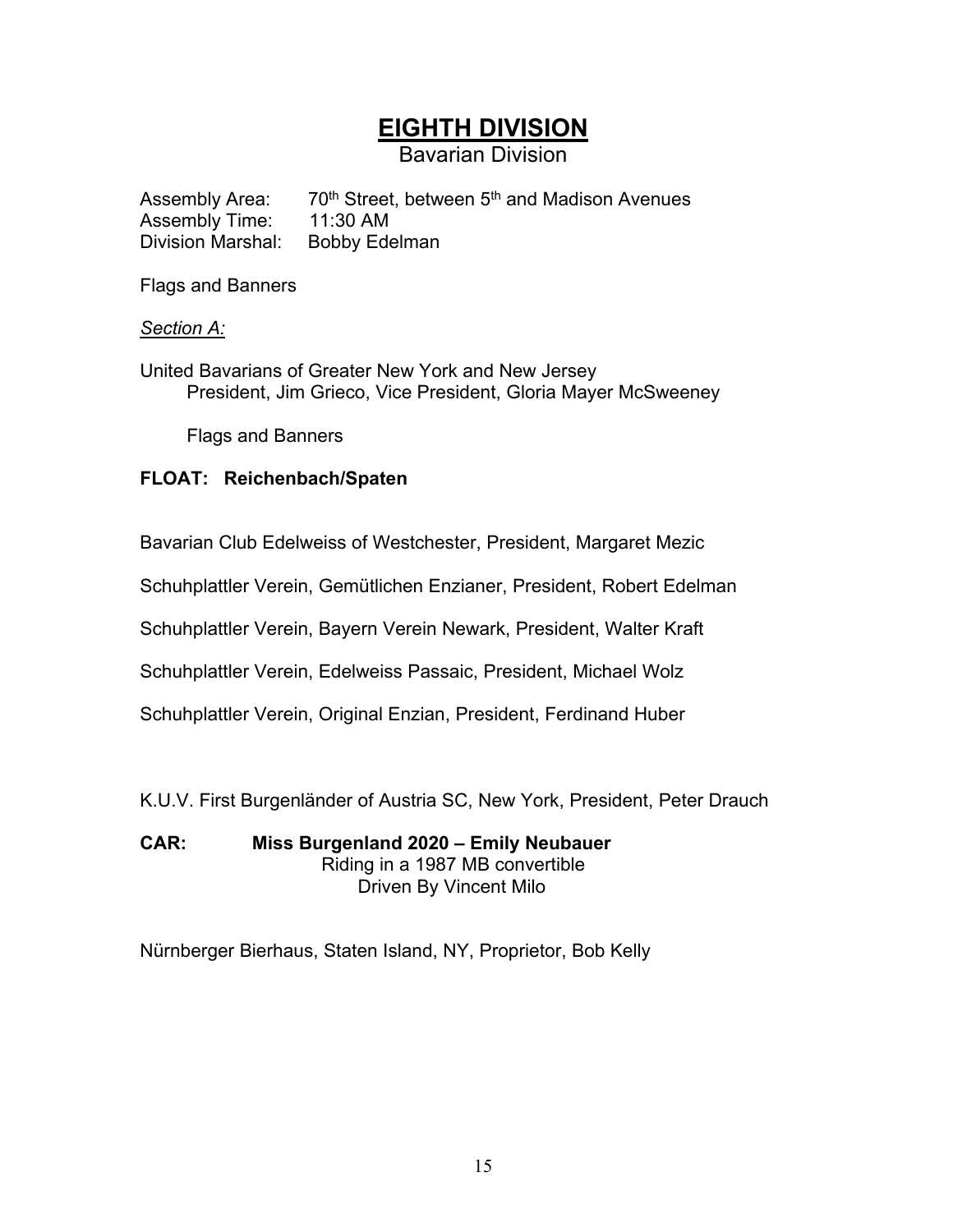# EIGHTH DIVISION

Bavarian Division

Assembly Area: 70th Street, between 5th and Madison Avenues
Assembly Time: 11:30 AM
Division Marshal: Bobby Edelman

Flags and Banners

*Section A:*

United Bavarians of Greater New York and New Jersey
President, Jim Grieco, Vice President, Gloria Mayer McSweeney

Flags and Banners

**FLOAT: Reichenbach/Spaten**

Bavarian Club Edelweiss of Westchester, President, Margaret Mezic

Schuhplattler Verein, Gemütlichen Enzianer, President, Robert Edelman

Schuhplattler Verein, Bayern Verein Newark, President, Walter Kraft

Schuhplattler Verein, Edelweiss Passaic, President, Michael Wolz

Schuhplattler Verein, Original Enzian, President, Ferdinand Huber

K.U.V. First Burgenländer of Austria SC, New York, President, Peter Drauch

**CAR: Miss Burgenland 2020 – Emily Neubauer**
Riding in a 1987 MB convertible
Driven By Vincent Milo

Nürnberger Bierhaus, Staten Island, NY, Proprietor, Bob Kelly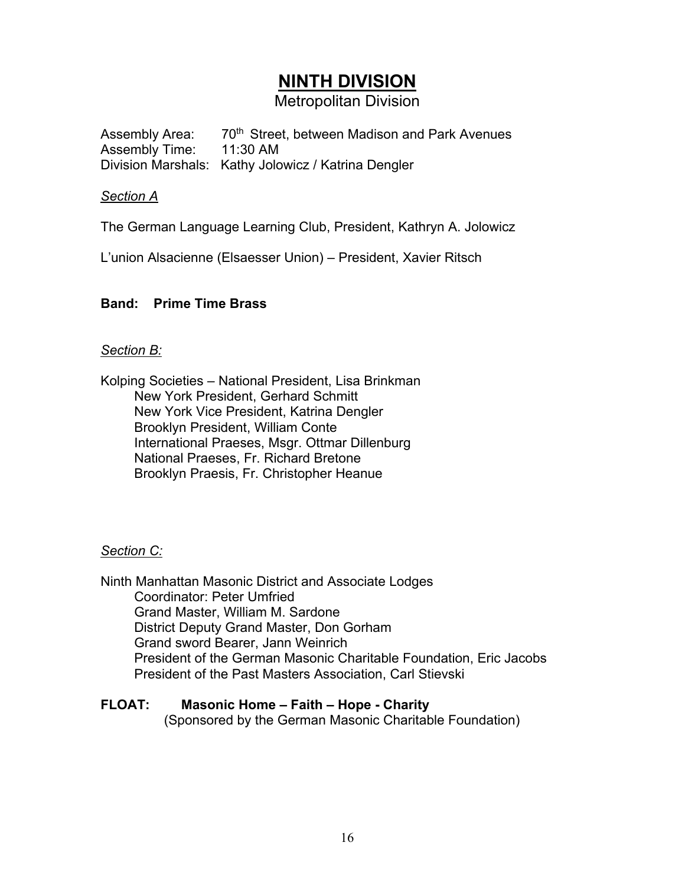# NINTH DIVISION

## Metropolitan Division

Assembly Area: 70th Street, between Madison and Park Avenues
Assembly Time: 11:30 AM
Division Marshals: Kathy Jolowicz / Katrina Dengler

*Section A*

The German Language Learning Club, President, Kathryn A. Jolowicz

L'union Alsacienne (Elsaesser Union) – President, Xavier Ritsch

**Band: Prime Time Brass**

*Section B:*

Kolping Societies – National President, Lisa Brinkman
New York President, Gerhard Schmitt
New York Vice President, Katrina Dengler
Brooklyn President, William Conte
International Praeses, Msgr. Ottmar Dillenburg
National Praeses, Fr. Richard Bretone
Brooklyn Praesis, Fr. Christopher Heanue

*Section C:*

Ninth Manhattan Masonic District and Associate Lodges
Coordinator: Peter Umfried
Grand Master, William M. Sardone
District Deputy Grand Master, Don Gorham
Grand sword Bearer, Jann Weinrich
President of the German Masonic Charitable Foundation, Eric Jacobs
President of the Past Masters Association, Carl Stievski

**FLOAT: Masonic Home – Faith – Hope - Charity**
(Sponsored by the German Masonic Charitable Foundation)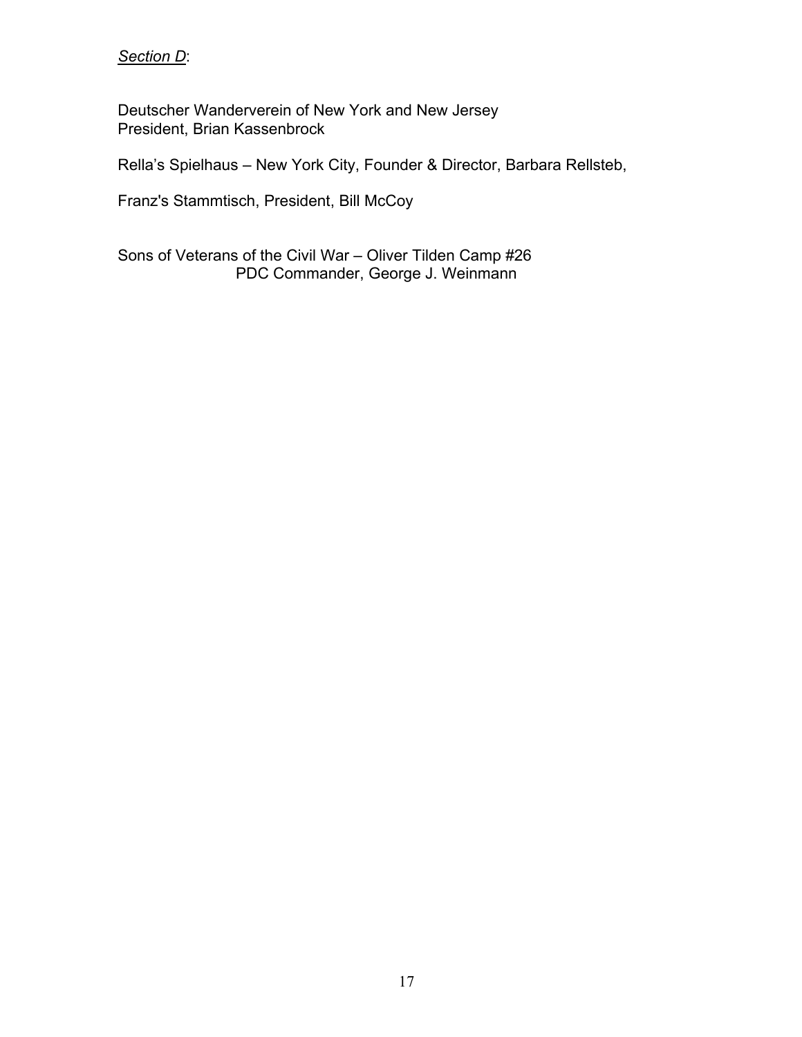*<u>Section D</u>*:

Deutscher Wanderverein of New York and New Jersey
President, Brian Kassenbrock

Rella's Spielhaus – New York City, Founder & Director, Barbara Rellsteb,

Franz's Stammtisch, President, Bill McCoy

Sons of Veterans of the Civil War – Oliver Tilden Camp #26
PDC Commander, George J. Weinmann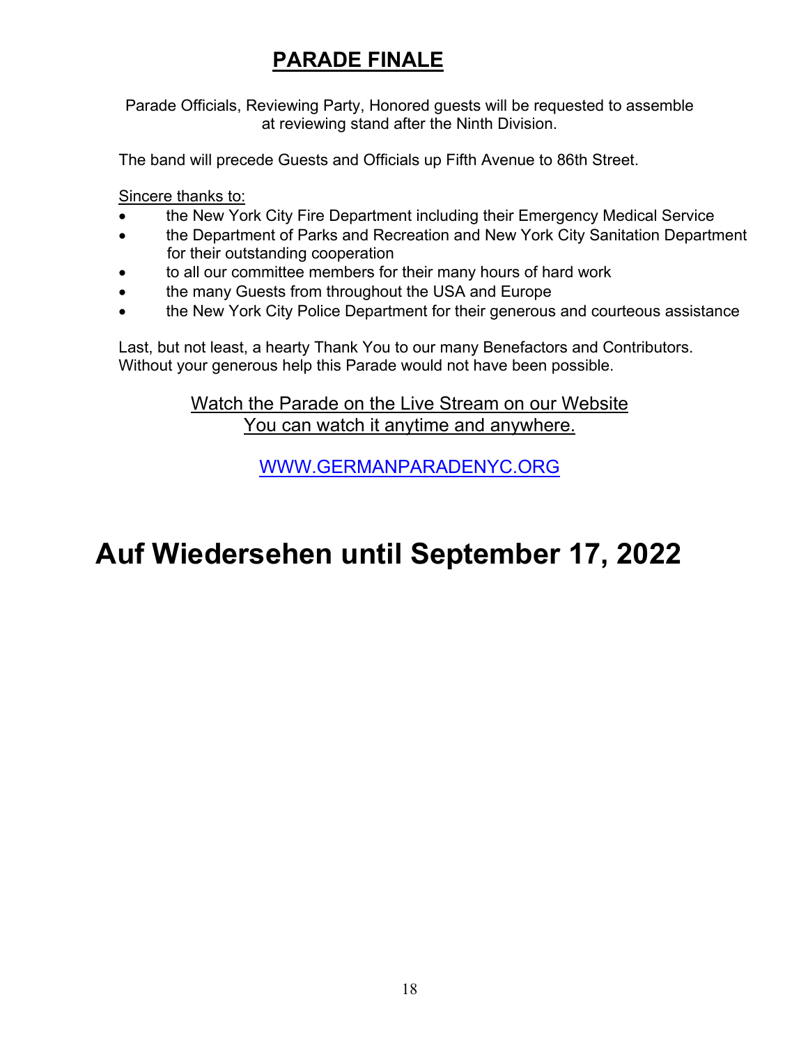# PARADE FINALE

Parade Officials, Reviewing Party, Honored guests will be requested to assemble at reviewing stand after the Ninth Division.

The band will precede Guests and Officials up Fifth Avenue to 86th Street.

Sincere thanks to:

- the New York City Fire Department including their Emergency Medical Service
- the Department of Parks and Recreation and New York City Sanitation Department for their outstanding cooperation
- to all our committee members for their many hours of hard work
- the many Guests from throughout the USA and Europe
- the New York City Police Department for their generous and courteous assistance

Last, but not least, a hearty Thank You to our many Benefactors and Contributors. Without your generous help this Parade would not have been possible.

Watch the Parade on the Live Stream on our Website
You can watch it anytime and anywhere.

WWW.GERMANPARADENYC.ORG

# Auf Wiedersehen until September 17, 2022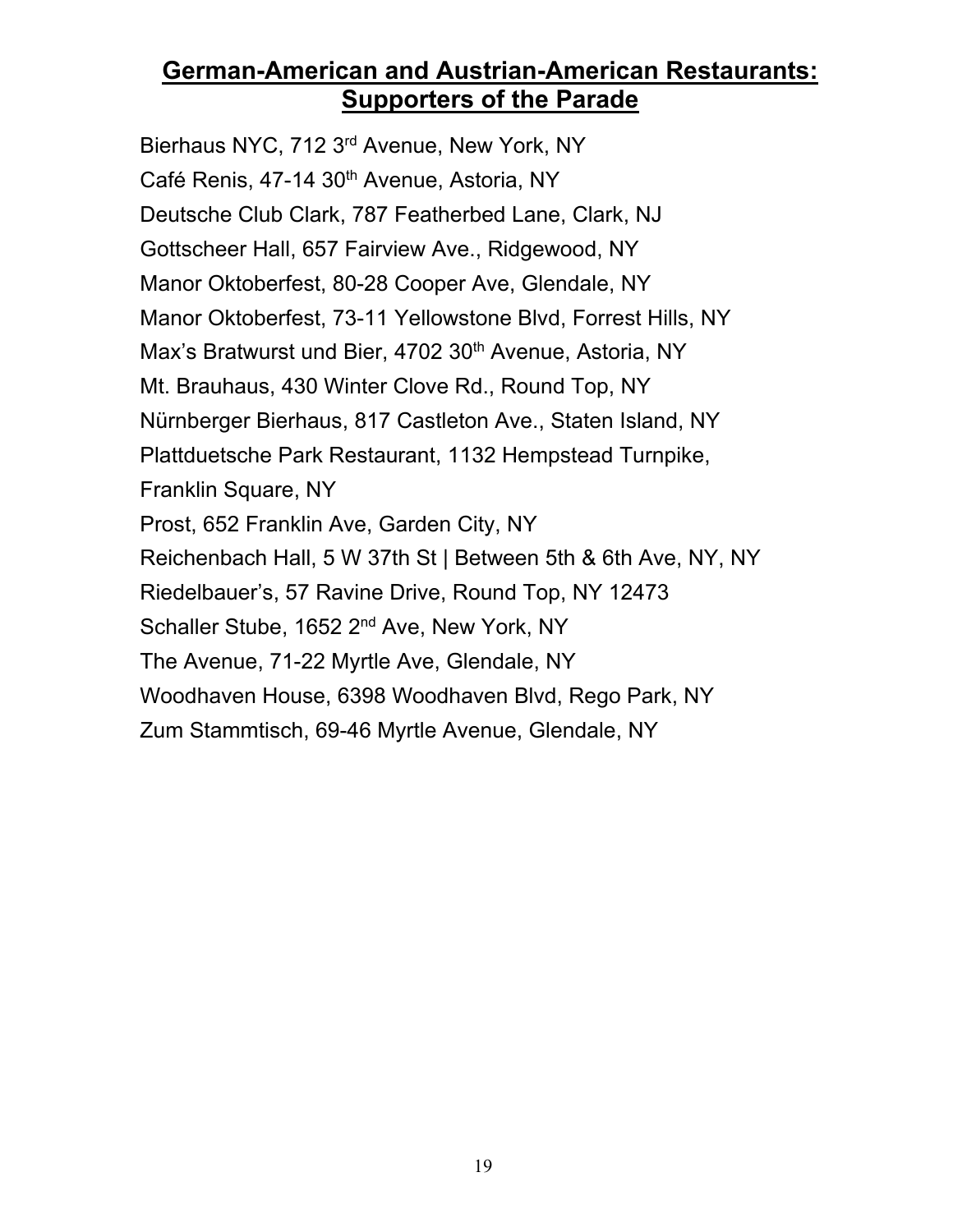# German-American and Austrian-American Restaurants: Supporters of the Parade

Bierhaus NYC, 712 3rd Avenue, New York, NY

Café Renis, 47-14 30th Avenue, Astoria, NY

Deutsche Club Clark, 787 Featherbed Lane, Clark, NJ

Gottscheer Hall, 657 Fairview Ave., Ridgewood, NY

Manor Oktoberfest, 80-28 Cooper Ave, Glendale, NY

Manor Oktoberfest, 73-11 Yellowstone Blvd, Forrest Hills, NY

Max's Bratwurst und Bier, 4702 30th Avenue, Astoria, NY

Mt. Brauhaus, 430 Winter Clove Rd., Round Top, NY

Nürnberger Bierhaus, 817 Castleton Ave., Staten Island, NY

Plattduetsche Park Restaurant, 1132 Hempstead Turnpike, Franklin Square, NY

Prost, 652 Franklin Ave, Garden City, NY

Reichenbach Hall, 5 W 37th St | Between 5th & 6th Ave, NY, NY

Riedelbauer's, 57 Ravine Drive, Round Top, NY 12473

Schaller Stube, 1652 2nd Ave, New York, NY

The Avenue, 71-22 Myrtle Ave, Glendale, NY

Woodhaven House, 6398 Woodhaven Blvd, Rego Park, NY

Zum Stammtisch, 69-46 Myrtle Avenue, Glendale, NY